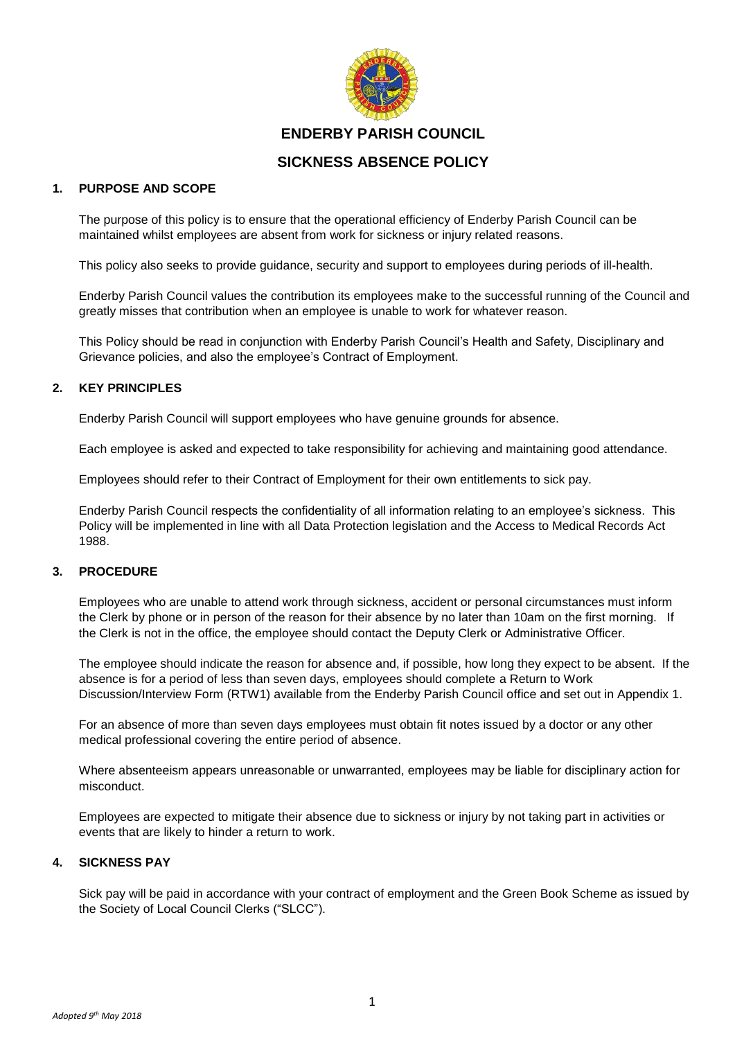# ENDERBY PARISH COUNCIL

## SICKNESS ABSENCE POLICY

### 1. PURPOSE AND SCOPE

The purpose of this policy is to ensure that the operational efficiency of Enderby Parish Council can be maintained whilst employees are absent from work for sickness or injury related reasons.

This policy also seeks to provide guidance, security and support to employees during periods of ill-health.

Enderby Parish Council values the contribution its employees make to the successful running of the Council and greatly misses that contribution when an employee is unable to work for whatever reason.

This Policy should be read in conjunction with Enderby Parish Council's Health and Safety, Disciplinary and Grievance policies, and also the employee's Contract of Employment.

### 2. KEY PRINCIPLES

Enderby Parish Council will support employees who have genuine grounds for absence.

Each employee is asked and expected to take responsibility for achieving and maintaining good attendance.

Employees should refer to their Contract of Employment for their own entitlements to sick pay.

Enderby Parish Council respects the confidentiality of all information relating to an employee's sickness. This Policy will be implemented in line with all Data Protection legislation and the Access to Medical Records Act 1988.

### 3. PROCEDURE

Employees who are unable to attend work through sickness, accident or personal circumstances must inform the Clerk by phone or in person of the reason for their absence by no later than 10am on the first morning. If the Clerk is not in the office, the employee should contact the Deputy Clerk or Administrative Officer.

The employee should indicate the reason for absence and, if possible, how long they expect to be absent. If the absence is for a period of less than seven days, employees should complete a Return to Work Discussion/Interview Form (RTW1) available from the Enderby Parish Council office and set out in Appendix 1.

For an absence of more than seven days employees must obtain fit notes issued by a doctor or any other medical professional covering the entire period of absence.

Where absenteeism appears unreasonable or unwarranted, employees may be liable for disciplinary action for misconduct.

Employees are expected to mitigate their absence due to sickness or injury by not taking part in activities or events that are likely to hinder a return to work.

### 4. SICKNESS PAY

Sick pay will be paid in accordance with your contract of employment and the Green Book Scheme as issued by the Society of Local Council Clerks ("SLCC").

*Adopted 9th May 2018*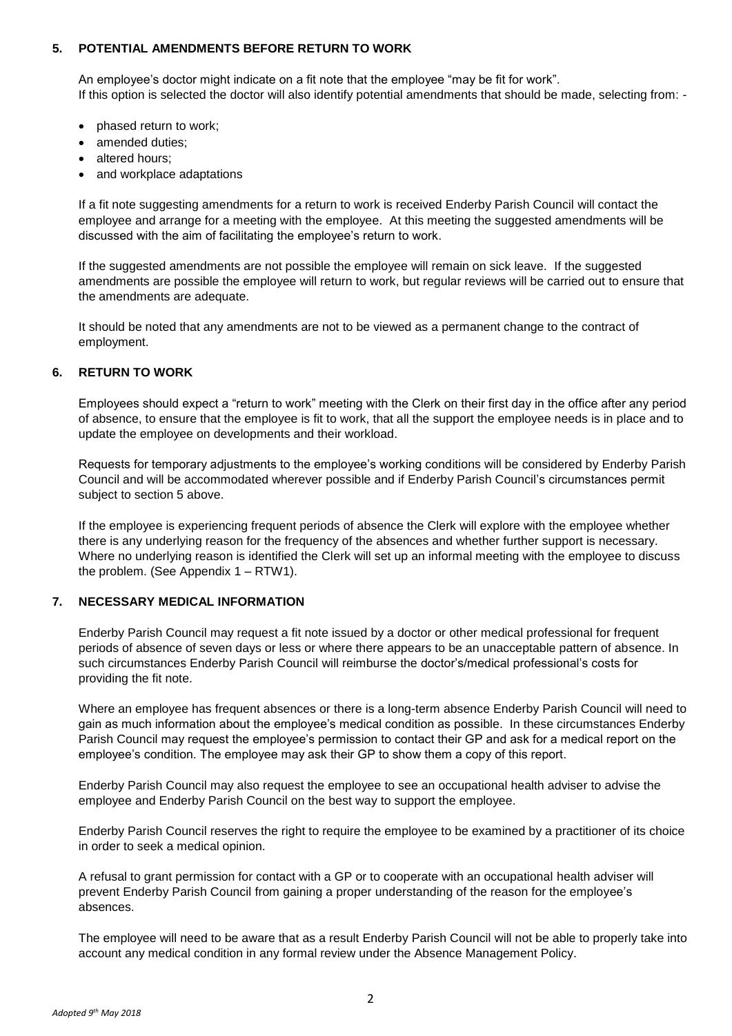## 5. POTENTIAL AMENDMENTS BEFORE RETURN TO WORK

An employee's doctor might indicate on a fit note that the employee "may be fit for work".
If this option is selected the doctor will also identify potential amendments that should be made, selecting from: -

- phased return to work;
- amended duties;
- altered hours;
- and workplace adaptations

If a fit note suggesting amendments for a return to work is received Enderby Parish Council will contact the employee and arrange for a meeting with the employee. At this meeting the suggested amendments will be discussed with the aim of facilitating the employee's return to work.

If the suggested amendments are not possible the employee will remain on sick leave. If the suggested amendments are possible the employee will return to work, but regular reviews will be carried out to ensure that the amendments are adequate.

It should be noted that any amendments are not to be viewed as a permanent change to the contract of employment.

## 6. RETURN TO WORK

Employees should expect a "return to work" meeting with the Clerk on their first day in the office after any period of absence, to ensure that the employee is fit to work, that all the support the employee needs is in place and to update the employee on developments and their workload.

Requests for temporary adjustments to the employee's working conditions will be considered by Enderby Parish Council and will be accommodated wherever possible and if Enderby Parish Council's circumstances permit subject to section 5 above.

If the employee is experiencing frequent periods of absence the Clerk will explore with the employee whether there is any underlying reason for the frequency of the absences and whether further support is necessary. Where no underlying reason is identified the Clerk will set up an informal meeting with the employee to discuss the problem. (See Appendix 1 – RTW1).

## 7. NECESSARY MEDICAL INFORMATION

Enderby Parish Council may request a fit note issued by a doctor or other medical professional for frequent periods of absence of seven days or less or where there appears to be an unacceptable pattern of absence. In such circumstances Enderby Parish Council will reimburse the doctor's/medical professional's costs for providing the fit note.

Where an employee has frequent absences or there is a long-term absence Enderby Parish Council will need to gain as much information about the employee's medical condition as possible. In these circumstances Enderby Parish Council may request the employee's permission to contact their GP and ask for a medical report on the employee's condition. The employee may ask their GP to show them a copy of this report.

Enderby Parish Council may also request the employee to see an occupational health adviser to advise the employee and Enderby Parish Council on the best way to support the employee.

Enderby Parish Council reserves the right to require the employee to be examined by a practitioner of its choice in order to seek a medical opinion.

A refusal to grant permission for contact with a GP or to cooperate with an occupational health adviser will prevent Enderby Parish Council from gaining a proper understanding of the reason for the employee's absences.

The employee will need to be aware that as a result Enderby Parish Council will not be able to properly take into account any medical condition in any formal review under the Absence Management Policy.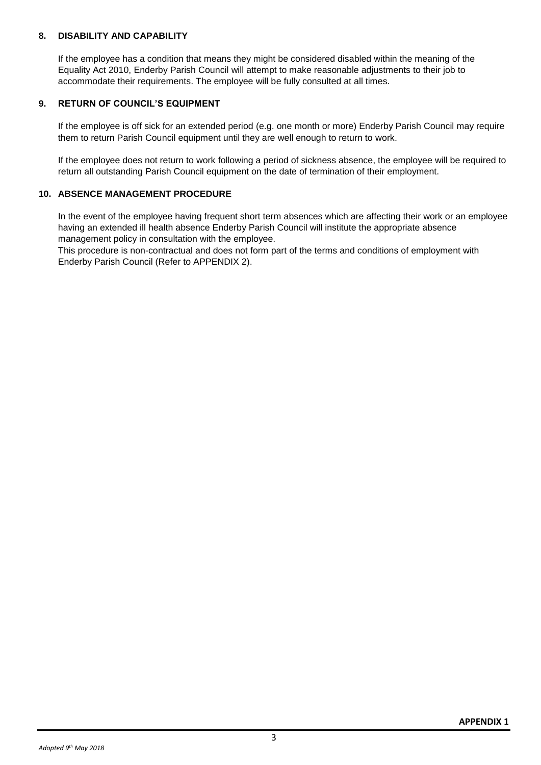## 8. DISABILITY AND CAPABILITY

If the employee has a condition that means they might be considered disabled within the meaning of the Equality Act 2010, Enderby Parish Council will attempt to make reasonable adjustments to their job to accommodate their requirements. The employee will be fully consulted at all times.

## 9. RETURN OF COUNCIL'S EQUIPMENT

If the employee is off sick for an extended period (e.g. one month or more) Enderby Parish Council may require them to return Parish Council equipment until they are well enough to return to work.

If the employee does not return to work following a period of sickness absence, the employee will be required to return all outstanding Parish Council equipment on the date of termination of their employment.

## 10. ABSENCE MANAGEMENT PROCEDURE

In the event of the employee having frequent short term absences which are affecting their work or an employee having an extended ill health absence Enderby Parish Council will institute the appropriate absence management policy in consultation with the employee.
This procedure is non-contractual and does not form part of the terms and conditions of employment with Enderby Parish Council (Refer to APPENDIX 2).

**APPENDIX 1**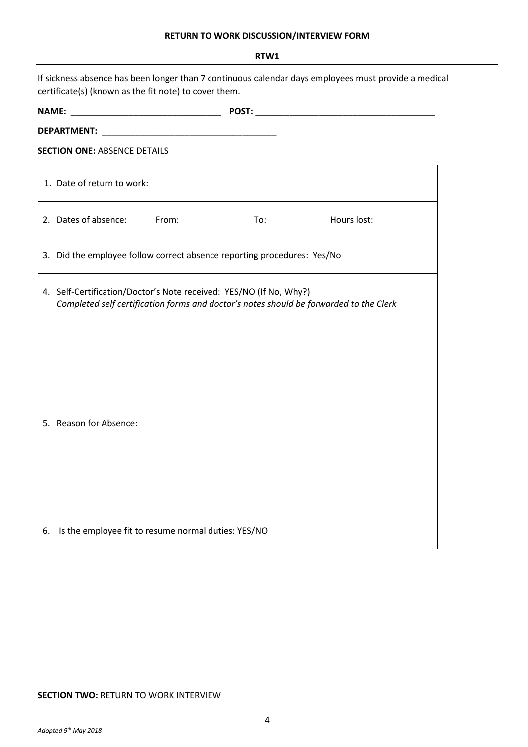**RETURN TO WORK DISCUSSION/INTERVIEW FORM**

**RTW1**

If sickness absence has been longer than 7 continuous calendar days employees must provide a medical certificate(s) (known as the fit note) to cover them.

**NAME:** _______________________________ **POST:** _____________________________________

**DEPARTMENT:** ____________________________________

**SECTION ONE:** ABSENCE DETAILS

| |
|---|
| 1. Date of return to work: |
| 2. Dates of absence: From: To: Hours lost: |
| 3. Did the employee follow correct absence reporting procedures: Yes/No |
| 4. Self-Certification/Doctor's Note received: YES/NO (If No, Why?) *Completed self certification forms and doctor's notes should be forwarded to the Clerk* |
| 5. Reason for Absence: |
| 6. Is the employee fit to resume normal duties: YES/NO |

**SECTION TWO:** RETURN TO WORK INTERVIEW

*Adopted 9th May 2018*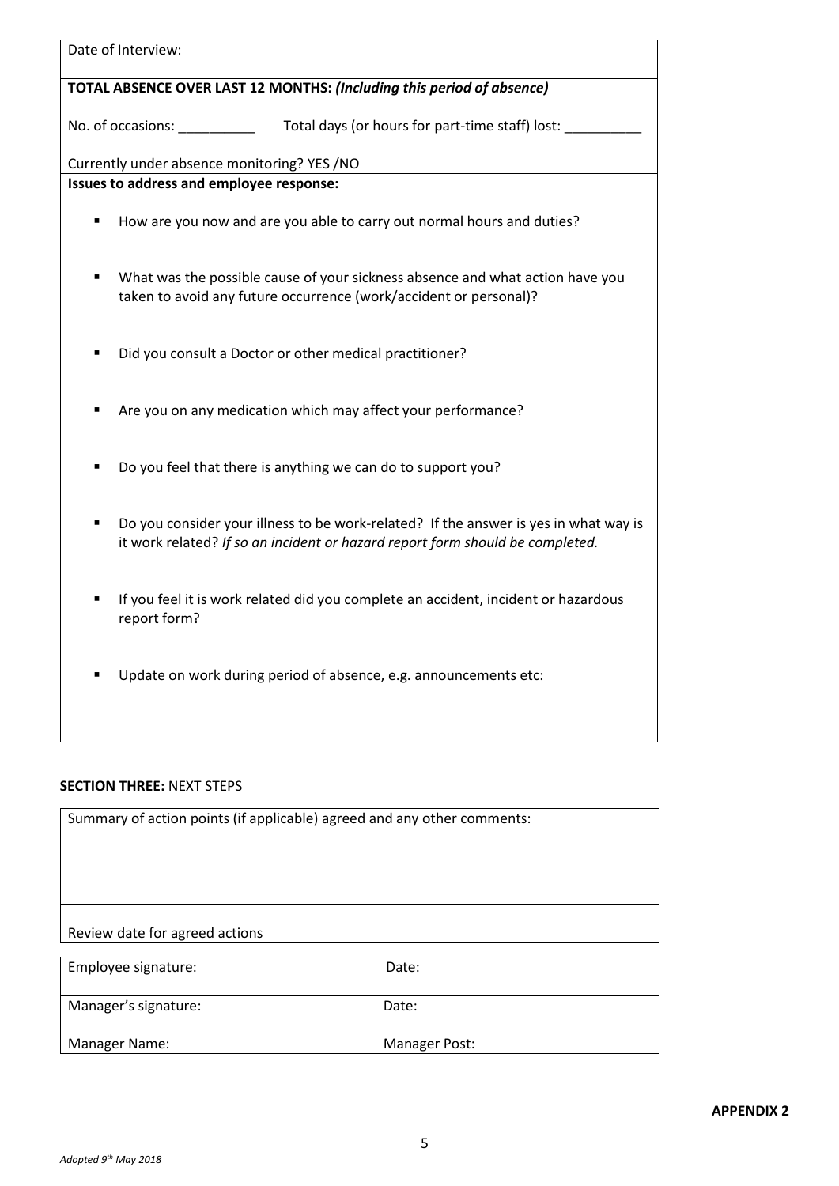Date of Interview:

**TOTAL ABSENCE OVER LAST 12 MONTHS:** ***(Including this period of absence)***

No. of occasions: __________ Total days (or hours for part-time staff) lost: __________

Currently under absence monitoring? YES /NO

**Issues to address and employee response:**

- How are you now and are you able to carry out normal hours and duties?
- What was the possible cause of your sickness absence and what action have you taken to avoid any future occurrence (work/accident or personal)?
- Did you consult a Doctor or other medical practitioner?
- Are you on any medication which may affect your performance?
- Do you feel that there is anything we can do to support you?
- Do you consider your illness to be work-related? If the answer is yes in what way is it work related? *If so an incident or hazard report form should be completed.*
- If you feel it is work related did you complete an accident, incident or hazardous report form?
- Update on work during period of absence, e.g. announcements etc:

**SECTION THREE:** NEXT STEPS

Summary of action points (if applicable) agreed and any other comments:

Review date for agreed actions

| Employee signature: | Date: |
|---|---|
| Manager's signature: | Date: |
| Manager Name: | Manager Post: |

**APPENDIX 2**

*Adopted 9th May 2018*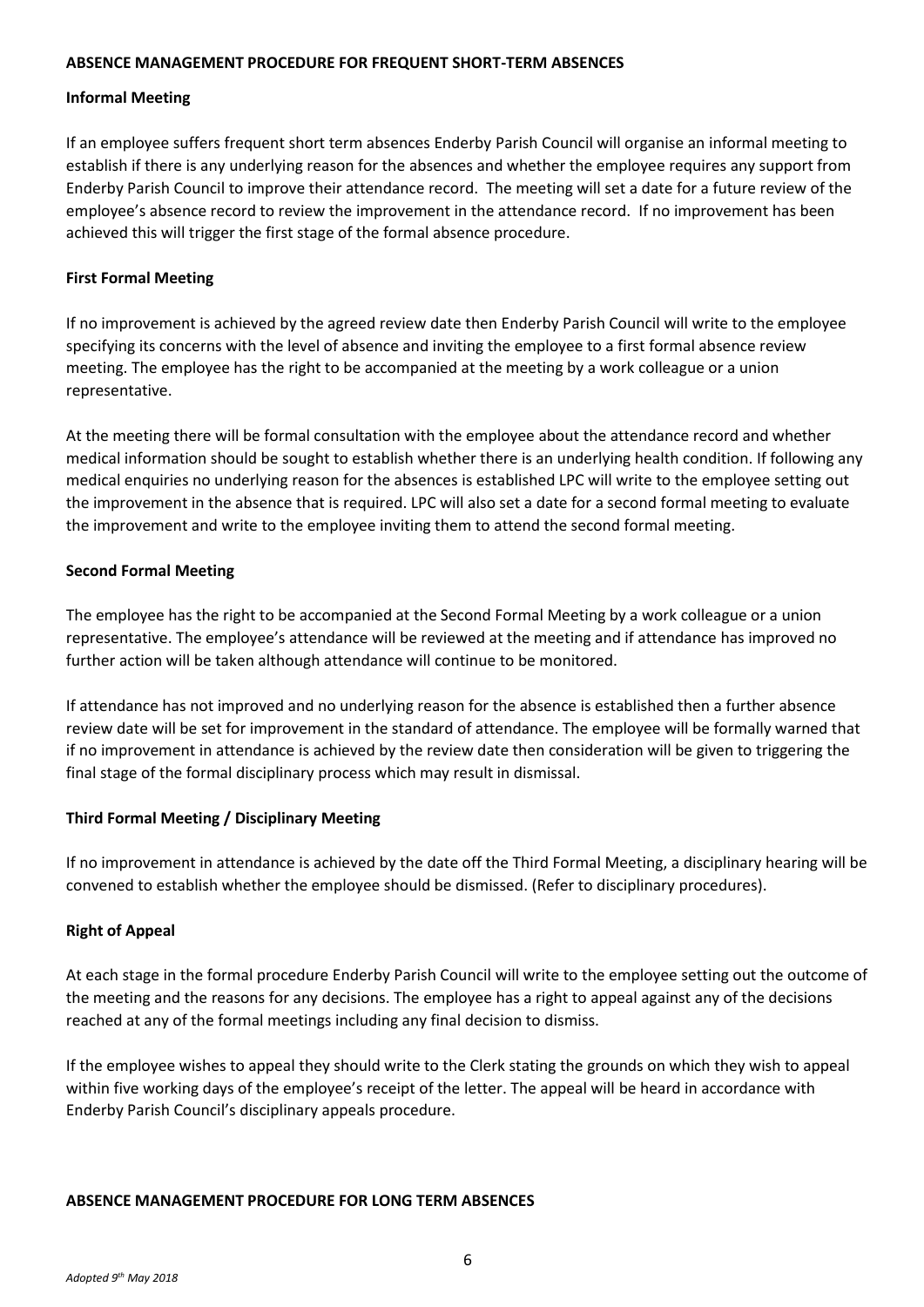## ABSENCE MANAGEMENT PROCEDURE FOR FREQUENT SHORT-TERM ABSENCES

### Informal Meeting

If an employee suffers frequent short term absences Enderby Parish Council will organise an informal meeting to establish if there is any underlying reason for the absences and whether the employee requires any support from Enderby Parish Council to improve their attendance record. The meeting will set a date for a future review of the employee's absence record to review the improvement in the attendance record. If no improvement has been achieved this will trigger the first stage of the formal absence procedure.

### First Formal Meeting

If no improvement is achieved by the agreed review date then Enderby Parish Council will write to the employee specifying its concerns with the level of absence and inviting the employee to a first formal absence review meeting. The employee has the right to be accompanied at the meeting by a work colleague or a union representative.

At the meeting there will be formal consultation with the employee about the attendance record and whether medical information should be sought to establish whether there is an underlying health condition. If following any medical enquiries no underlying reason for the absences is established LPC will write to the employee setting out the improvement in the absence that is required. LPC will also set a date for a second formal meeting to evaluate the improvement and write to the employee inviting them to attend the second formal meeting.

### Second Formal Meeting

The employee has the right to be accompanied at the Second Formal Meeting by a work colleague or a union representative. The employee's attendance will be reviewed at the meeting and if attendance has improved no further action will be taken although attendance will continue to be monitored.

If attendance has not improved and no underlying reason for the absence is established then a further absence review date will be set for improvement in the standard of attendance. The employee will be formally warned that if no improvement in attendance is achieved by the review date then consideration will be given to triggering the final stage of the formal disciplinary process which may result in dismissal.

### Third Formal Meeting / Disciplinary Meeting

If no improvement in attendance is achieved by the date off the Third Formal Meeting, a disciplinary hearing will be convened to establish whether the employee should be dismissed. (Refer to disciplinary procedures).

### Right of Appeal

At each stage in the formal procedure Enderby Parish Council will write to the employee setting out the outcome of the meeting and the reasons for any decisions. The employee has a right to appeal against any of the decisions reached at any of the formal meetings including any final decision to dismiss.

If the employee wishes to appeal they should write to the Clerk stating the grounds on which they wish to appeal within five working days of the employee's receipt of the letter. The appeal will be heard in accordance with Enderby Parish Council's disciplinary appeals procedure.

## ABSENCE MANAGEMENT PROCEDURE FOR LONG TERM ABSENCES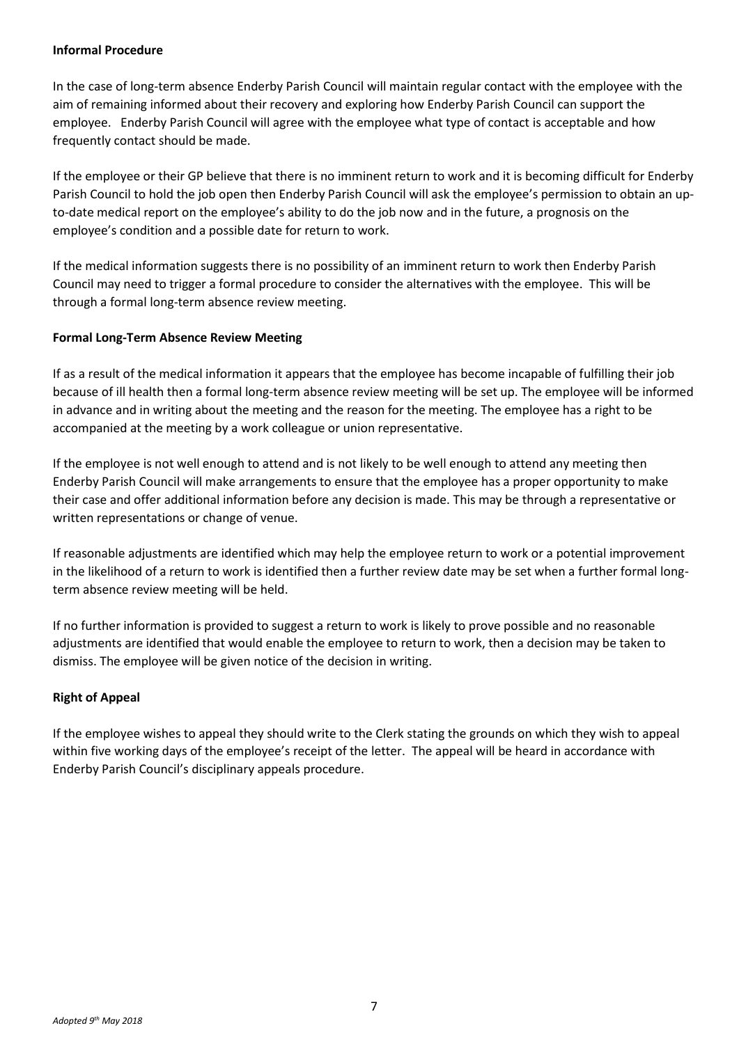**Informal Procedure**

In the case of long-term absence Enderby Parish Council will maintain regular contact with the employee with the aim of remaining informed about their recovery and exploring how Enderby Parish Council can support the employee. Enderby Parish Council will agree with the employee what type of contact is acceptable and how frequently contact should be made.

If the employee or their GP believe that there is no imminent return to work and it is becoming difficult for Enderby Parish Council to hold the job open then Enderby Parish Council will ask the employee's permission to obtain an up-to-date medical report on the employee's ability to do the job now and in the future, a prognosis on the employee's condition and a possible date for return to work.

If the medical information suggests there is no possibility of an imminent return to work then Enderby Parish Council may need to trigger a formal procedure to consider the alternatives with the employee. This will be through a formal long-term absence review meeting.

**Formal Long-Term Absence Review Meeting**

If as a result of the medical information it appears that the employee has become incapable of fulfilling their job because of ill health then a formal long-term absence review meeting will be set up. The employee will be informed in advance and in writing about the meeting and the reason for the meeting. The employee has a right to be accompanied at the meeting by a work colleague or union representative.

If the employee is not well enough to attend and is not likely to be well enough to attend any meeting then Enderby Parish Council will make arrangements to ensure that the employee has a proper opportunity to make their case and offer additional information before any decision is made. This may be through a representative or written representations or change of venue.

If reasonable adjustments are identified which may help the employee return to work or a potential improvement in the likelihood of a return to work is identified then a further review date may be set when a further formal long-term absence review meeting will be held.

If no further information is provided to suggest a return to work is likely to prove possible and no reasonable adjustments are identified that would enable the employee to return to work, then a decision may be taken to dismiss. The employee will be given notice of the decision in writing.

**Right of Appeal**

If the employee wishes to appeal they should write to the Clerk stating the grounds on which they wish to appeal within five working days of the employee's receipt of the letter. The appeal will be heard in accordance with Enderby Parish Council's disciplinary appeals procedure.